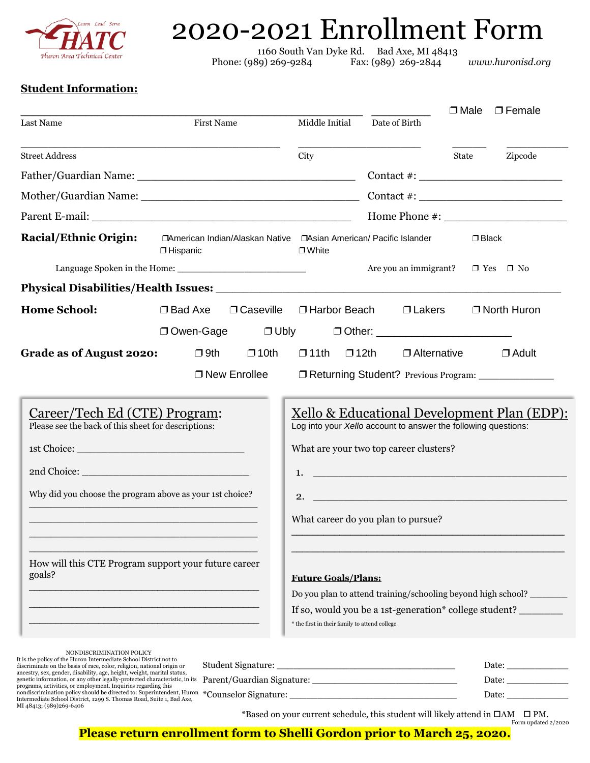HATC — Learn Lead Serve — Huron Area Technical Center

# 2020-2021 Enrollment Form

1160 South Van Dyke Rd. Bad Axe, MI 48413
Phone: (989) 269-9284 Fax: (989) 269-2844 *www.huronisd.org*

## Student Information:

______________________________________ __________ ❒ Male ❒ Female
Last Name First Name Middle Initial Date of Birth

__________________________ ______________ ______ ________
Street Address City State Zipcode

Father/Guardian Name: __________________________ Contact #: ________________

Mother/Guardian Name: __________________________ Contact #: ________________

Parent E-mail: ______________________________ Home Phone #: ______________

**Racial/Ethnic Origin:** ❒American Indian/Alaskan Native ❒Asian American/ Pacific Islander ❒Black ❒Hispanic ❒White

Language Spoken in the Home: ________________ Are you an immigrant? ❒ Yes ❒ No

**Physical Disabilities/Health Issues:** ________________________________________

**Home School:** ❒ Bad Axe ❒ Caseville ❒ Harbor Beach ❒ Lakers ❒ North Huron ❒ Owen-Gage ❒ Ubly ❒ Other: ______________

**Grade as of August 2020:** ❒ 9th ❒ 10th ❒ 11th ❒ 12th ❒ Alternative ❒ Adult

❒ New Enrollee ❒ Returning Student? Previous Program: ____________

## Career/Tech Ed (CTE) Program:

Please see the back of this sheet for descriptions:

1st Choice: __________________________

2nd Choice: __________________________

Why did you choose the program above as your 1st choice?

____________________________________
____________________________________
____________________________________
____________________________________

How will this CTE Program support your future career goals?

____________________________________
____________________________________
____________________________________

## Xello & Educational Development Plan (EDP):

Log into your *Xello* account to answer the following questions:

What are your two top career clusters?

1. ____________________________________

2. ____________________________________

What career do you plan to pursue?

____________________________________
____________________________________

**Future Goals/Plans:**

Do you plan to attend training/schooling beyond high school? _______

If so, would you be a 1st-generation* college student? _______

* the first in their family to attend college

NONDISCRIMINATION POLICY
It is the policy of the Huron Intermediate School District not to discriminate on the basis of race, color, religion, national origin or ancestry, sex, gender, disability, age, height, weight, marital status, genetic information, or any other legally-protected characteristic, in its programs, activities, or employment. Inquiries regarding this nondiscrimination policy should be directed to: Superintendent, Huron Intermediate School District, 1299 S. Thomas Road, Suite 1, Bad Axe, MI 48413; (989)269-6406

Student Signature: ____________________________ Date: __________

Parent/Guardian Signature: ______________________ Date: __________

*Counselor Signature: __________________________ Date: __________

*Based on your current schedule, this student will likely attend in ☐AM ☐ PM.

Form updated 2/2020

**Please return enrollment form to Shelli Gordon prior to March 25, 2020.**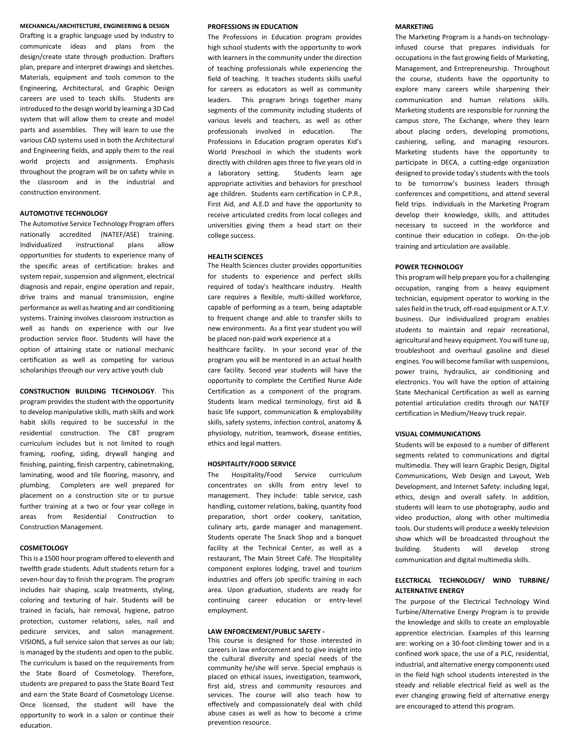**MECHANICAL/ARCHITECTURE, ENGINEERING & DESIGN**

Drafting is a graphic language used by industry to communicate ideas and plans from the design/create state through production. Drafters plan, prepare and interpret drawings and sketches. Materials, equipment and tools common to the Engineering, Architectural, and Graphic Design careers are used to teach skills. Students are introduced to the design world by learning a 3D Cad system that will allow them to create and model parts and assemblies. They will learn to use the various CAD systems used in both the Architectural and Engineering fields, and apply them to the real world projects and assignments. Emphasis throughout the program will be on safety while in the classroom and in the industrial and construction environment.

**AUTOMOTIVE TECHNOLOGY**

The Automotive Service Technology Program offers nationally accredited (NATEF/ASE) training. Individualized instructional plans allow opportunities for students to experience many of the specific areas of certification: brakes and system repair, suspension and alignment, electrical diagnosis and repair, engine operation and repair, drive trains and manual transmission, engine performance as well as heating and air conditioning systems. Training involves classroom instruction as well as hands on experience with our live production service floor. Students will have the option of attaining state or national mechanic certification as well as competing for various scholarships through our very active youth club

**CONSTRUCTION BUILDING TECHNOLOGY**. This program provides the student with the opportunity to develop manipulative skills, math skills and work habit skills required to be successful in the residential construction. The CBT program curriculum includes but is not limited to rough framing, roofing, siding, drywall hanging and finishing, painting, finish carpentry, cabinetmaking, laminating, wood and tile flooring, masonry, and plumbing. Completers are well prepared for placement on a construction site or to pursue further training at a two or four year college in areas from Residential Construction to Construction Management.

**COSMETOLOGY**

This is a 1500 hour program offered to eleventh and twelfth grade students. Adult students return for a seven-hour day to finish the program. The program includes hair shaping, scalp treatments, styling, coloring and texturing of hair. Students will be trained in facials, hair removal, hygiene, patron protection, customer relations, sales, nail and pedicure services, and salon management. VISIONS, a full service salon that serves as our lab; is managed by the students and open to the public. The curriculum is based on the requirements from the State Board of Cosmetology. Therefore, students are prepared to pass the State Board Test and earn the State Board of Cosmetology License. Once licensed, the student will have the opportunity to work in a salon or continue their education.

**PROFESSIONS IN EDUCATION**

The Professions in Education program provides high school students with the opportunity to work with learners in the community under the direction of teaching professionals while experiencing the field of teaching. It teaches students skills useful for careers as educators as well as community leaders. This program brings together many segments of the community including students of various levels and teachers, as well as other professionals involved in education. The Professions in Education program operates Kid's World Preschool in which the students work directly with children ages three to five years old in a laboratory setting. Students learn age appropriate activities and behaviors for preschool age children. Students earn certification in C.P.R., First Aid, and A.E.D and have the opportunity to receive articulated credits from local colleges and universities giving them a head start on their college success.

**HEALTH SCIENCES**

The Health Sciences cluster provides opportunities for students to experience and perfect skills required of today's healthcare industry. Health care requires a flexible, multi-skilled workforce, capable of performing as a team, being adaptable to frequent change and able to transfer skills to new environments. As a first year student you will be placed non-paid work experience at a healthcare facility. In your second year of the program you will be mentored in an actual health care facility. Second year students will have the opportunity to complete the Certified Nurse Aide Certification as a component of the program. Students learn medical terminology, first aid & basic life support, communication & employability skills, safety systems, infection control, anatomy & physiology, nutrition, teamwork, disease entities, ethics and legal matters.

**HOSPITALITY/FOOD SERVICE**

The Hospitality/Food Service curriculum concentrates on skills from entry level to management. They include: table service, cash handling, customer relations, baking, quantity food preparation, short order cookery, sanitation, culinary arts, garde manager and management. Students operate The Snack Shop and a banquet facility at the Technical Center, as well as a restaurant, The Main Street Café. The Hospitality component explores lodging, travel and tourism industries and offers job specific training in each area. Upon graduation, students are ready for continuing career education or entry-level employment.

**LAW ENFORCEMENT/PUBLIC SAFETY -**

This course is designed for those interested in careers in law enforcement and to give insight into the cultural diversity and special needs of the community he/she will serve. Special emphasis is placed on ethical issues, investigation, teamwork, first aid, stress and community resources and services. The course will also teach how to effectively and compassionately deal with child abuse cases as well as how to become a crime prevention resource.

**MARKETING**

The Marketing Program is a hands-on technology-infused course that prepares individuals for occupations in the fast growing fields of Marketing, Management, and Entrepreneurship. Throughout the course, students have the opportunity to explore many careers while sharpening their communication and human relations skills. Marketing students are responsible for running the campus store, The Exchange, where they learn about placing orders, developing promotions, cashiering, selling, and managing resources. Marketing students have the opportunity to participate in DECA, a cutting-edge organization designed to provide today's students with the tools to be tomorrow's business leaders through conferences and competitions, and attend several field trips. Individuals in the Marketing Program develop their knowledge, skills, and attitudes necessary to succeed in the workforce and continue their education in college. On-the-job training and articulation are available.

**POWER TECHNOLOGY**

This program will help prepare you for a challenging occupation, ranging from a heavy equipment technician, equipment operator to working in the sales field in the truck, off-road equipment or A.T.V. business. Our individualized program enables students to maintain and repair recreational, agricultural and heavy equipment. You will tune up, troubleshoot and overhaul gasoline and diesel engines. You will become familiar with suspensions, power trains, hydraulics, air conditioning and electronics. You will have the option of attaining State Mechanical Certification as well as earning potential articulation credits through our NATEF certification in Medium/Heavy truck repair.

**VISUAL COMMUNICATIONS**

Students will be exposed to a number of different segments related to communications and digital multimedia. They will learn Graphic Design, Digital Communications, Web Design and Layout, Web Development, and Internet Safety: including legal, ethics, design and overall safety. In addition, students will learn to use photography, audio and video production, along with other multimedia tools. Our students will produce a weekly television show which will be broadcasted throughout the building. Students will develop strong communication and digital multimedia skills.

**ELECTRICAL TECHNOLOGY/ WIND TURBINE/ ALTERNATIVE ENERGY**

The purpose of the Electrical Technology Wind Turbine/Alternative Energy Program is to provide the knowledge and skills to create an employable apprentice electrician. Examples of this learning are: working on a 30-foot climbing tower and in a confined work space, the use of a PLC, residential, industrial, and alternative energy components used in the field high school students interested in the steady and reliable electrical field as well as the ever changing growing field of alternative energy are encouraged to attend this program.